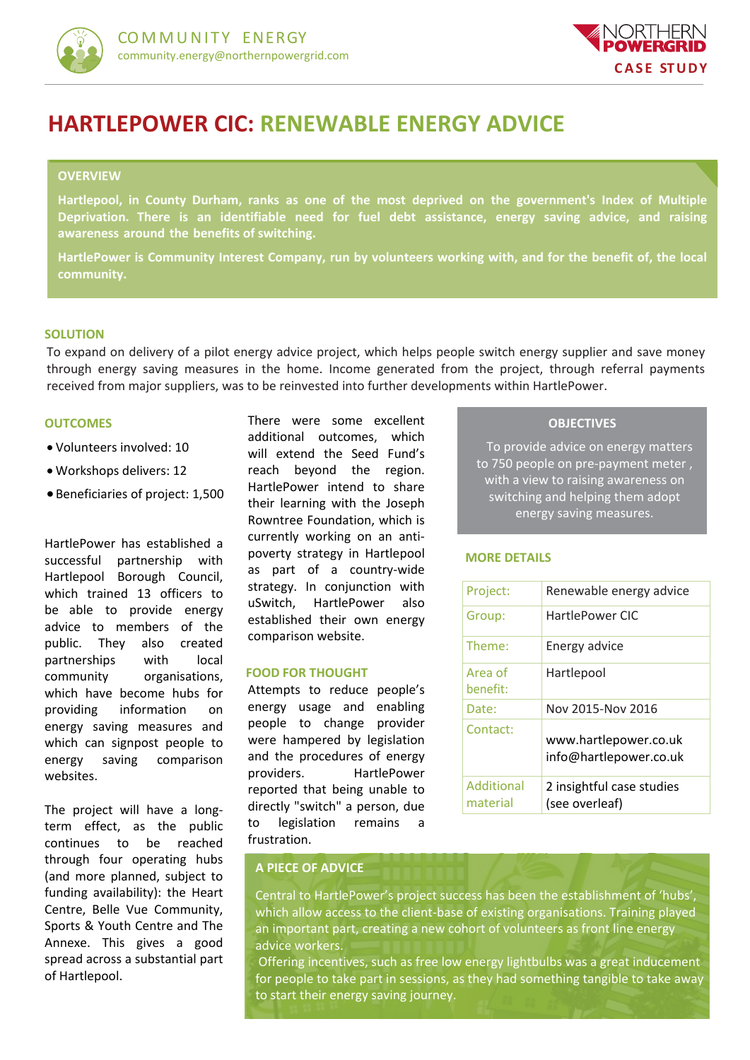COMMUNITY ENERGY
community.energy@northernpowergrid.com

NORTHERN POWERGRID
CASE STUDY

# HARTLEPOWER CIC: RENEWABLE ENERGY ADVICE

## OVERVIEW

**Hartlepool, in County Durham, ranks as one of the most deprived on the government's Index of Multiple Deprivation. There is an identifiable need for fuel debt assistance, energy saving advice, and raising awareness around the benefits of switching.**

**HartlePower is Community Interest Company, run by volunteers working with, and for the benefit of, the local community.**

## SOLUTION

To expand on delivery of a pilot energy advice project, which helps people switch energy supplier and save money through energy saving measures in the home. Income generated from the project, through referral payments received from major suppliers, was to be reinvested into further developments within HartlePower.

## OUTCOMES

- Volunteers involved: 10
- Workshops delivers: 12
- Beneficiaries of project: 1,500

HartlePower has established a successful partnership with Hartlepool Borough Council, which trained 13 officers to be able to provide energy advice to members of the public. They also created partnerships with local community organisations, which have become hubs for providing information on energy saving measures and which can signpost people to energy saving comparison websites.

The project will have a long-term effect, as the public continues to be reached through four operating hubs (and more planned, subject to funding availability): the Heart Centre, Belle Vue Community, Sports & Youth Centre and The Annexe. This gives a good spread across a substantial part of Hartlepool.

There were some excellent additional outcomes, which will extend the Seed Fund's reach beyond the region. HartlePower intend to share their learning with the Joseph Rowntree Foundation, which is currently working on an anti-poverty strategy in Hartlepool as part of a country-wide strategy. In conjunction with uSwitch, HartlePower also established their own energy comparison website.

## FOOD FOR THOUGHT

Attempts to reduce people's energy usage and enabling people to change provider were hampered by legislation and the procedures of energy providers. HartlePower reported that being unable to directly "switch" a person, due to legislation remains a frustration.

## OBJECTIVES

To provide advice on energy matters to 750 people on pre-payment meter, with a view to raising awareness on switching and helping them adopt energy saving measures.

## MORE DETAILS

| | |
|---|---|
| Project: | Renewable energy advice |
| Group: | HartlePower CIC |
| Theme: | Energy advice |
| Area of benefit: | Hartlepool |
| Date: | Nov 2015-Nov 2016 |
| Contact: | www.hartlepower.co.uk<br>info@hartlepower.co.uk |
| Additional material | 2 insightful case studies (see overleaf) |

## A PIECE OF ADVICE

Central to HartlePower's project success has been the establishment of 'hubs', which allow access to the client-base of existing organisations. Training played an important part, creating a new cohort of volunteers as front line energy advice workers.

Offering incentives, such as free low energy lightbulbs was a great inducement for people to take part in sessions, as they had something tangible to take away to start their energy saving journey.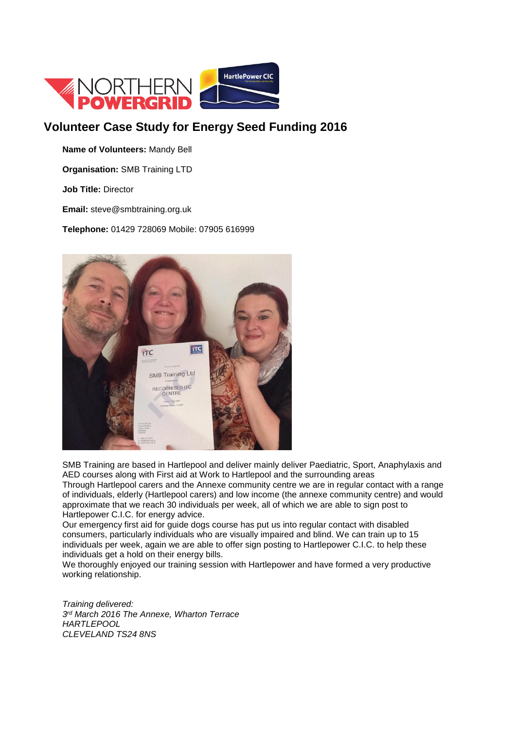## Volunteer Case Study for Energy Seed Funding 2016

**Name of Volunteers:** Mandy Bell

**Organisation:** SMB Training LTD

**Job Title:** Director

**Email:** steve@smbtraining.org.uk

**Telephone:** 01429 728069 Mobile: 07905 616999

SMB Training are based in Hartlepool and deliver mainly deliver Paediatric, Sport, Anaphylaxis and AED courses along with First aid at Work to Hartlepool and the surrounding areas
Through Hartlepool carers and the Annexe community centre we are in regular contact with a range of individuals, elderly (Hartlepool carers) and low income (the annexe community centre) and would approximate that we reach 30 individuals per week, all of which we are able to sign post to Hartlepower C.I.C. for energy advice.
Our emergency first aid for guide dogs course has put us into regular contact with disabled consumers, particularly individuals who are visually impaired and blind. We can train up to 15 individuals per week, again we are able to offer sign posting to Hartlepower C.I.C. to help these individuals get a hold on their energy bills.
We thoroughly enjoyed our training session with Hartlepower and have formed a very productive working relationship.

*Training delivered:*
*3rd March 2016 The Annexe, Wharton Terrace*
*HARTLEPOOL*
*CLEVELAND TS24 8NS*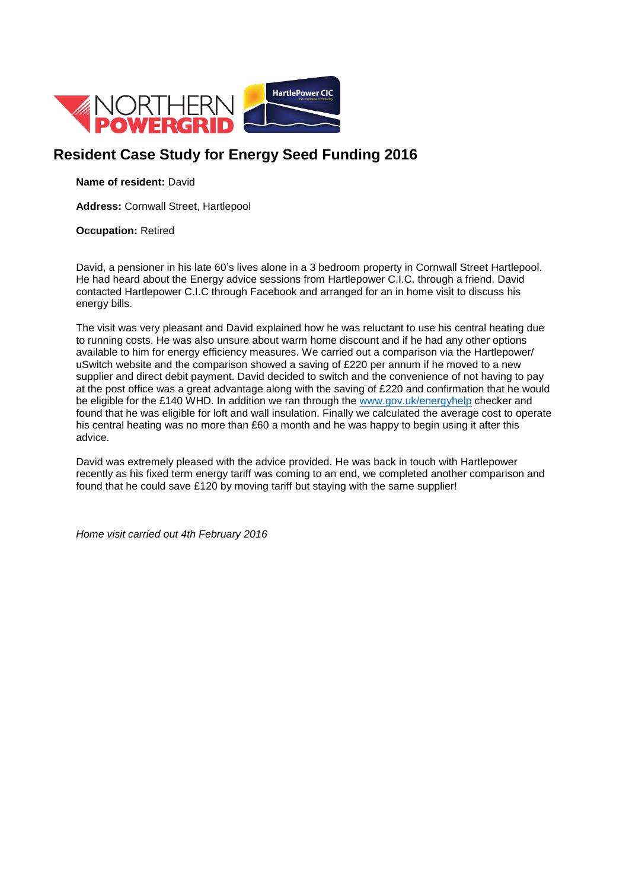# Resident Case Study for Energy Seed Funding 2016

**Name of resident:** David

**Address:** Cornwall Street, Hartlepool

**Occupation:** Retired

David, a pensioner in his late 60's lives alone in a 3 bedroom property in Cornwall Street Hartlepool. He had heard about the Energy advice sessions from Hartlepower C.I.C. through a friend. David contacted Hartlepower C.I.C through Facebook and arranged for an in home visit to discuss his energy bills.

The visit was very pleasant and David explained how he was reluctant to use his central heating due to running costs. He was also unsure about warm home discount and if he had any other options available to him for energy efficiency measures. We carried out a comparison via the Hartlepower/ uSwitch website and the comparison showed a saving of £220 per annum if he moved to a new supplier and direct debit payment. David decided to switch and the convenience of not having to pay at the post office was a great advantage along with the saving of £220 and confirmation that he would be eligible for the £140 WHD. In addition we ran through the www.gov.uk/energyhelp checker and found that he was eligible for loft and wall insulation. Finally we calculated the average cost to operate his central heating was no more than £60 a month and he was happy to begin using it after this advice.

David was extremely pleased with the advice provided. He was back in touch with Hartlepower recently as his fixed term energy tariff was coming to an end, we completed another comparison and found that he could save £120 by moving tariff but staying with the same supplier!

*Home visit carried out 4th February 2016*